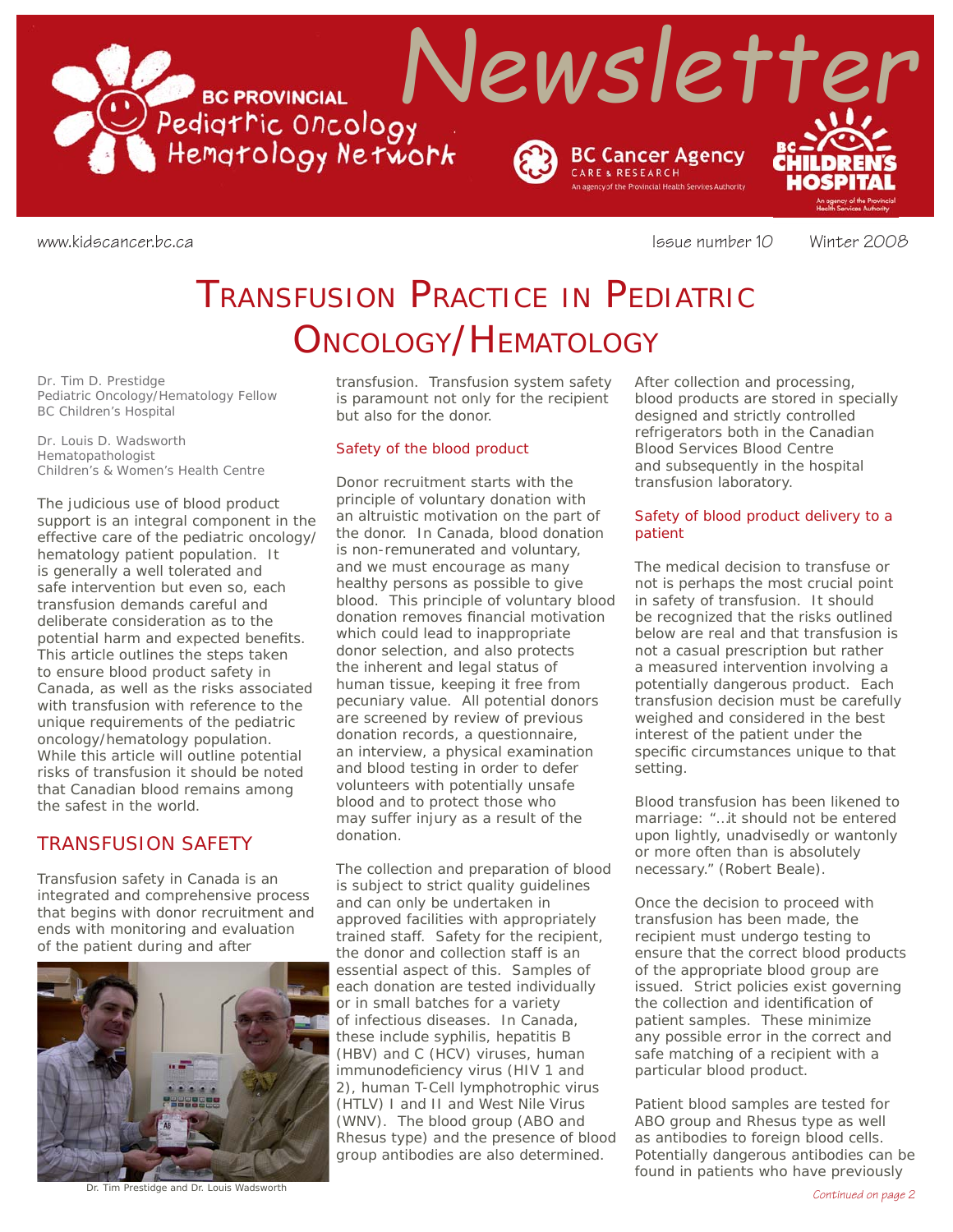BC PROVINCIAL Pediatric Oncology Hematology Network

# Newsletter

BC Cancer Agency CARE & RESEARCH An agency of the Provincial Health Services Authority

BC CHILDREN'S HOSPITAL An agency of the Provincial Health Services Authority

www.kidscancer.bc.ca Issue number 10 Winter 2008

# Transfusion Practice in Pediatric Oncology/Hematology

Dr. Tim D. Prestidge
Pediatric Oncology/Hematology Fellow
BC Children's Hospital

Dr. Louis D. Wadsworth
Hematopathologist
Children's & Women's Health Centre

The judicious use of blood product support is an integral component in the effective care of the pediatric oncology/hematology patient population. It is generally a well tolerated and safe intervention but even so, each transfusion demands careful and deliberate consideration as to the potential harm and expected benefits. This article outlines the steps taken to ensure blood product safety in Canada, as well as the risks associated with transfusion with reference to the unique requirements of the pediatric oncology/hematology population. While this article will outline potential risks of transfusion it should be noted that Canadian blood remains among the safest in the world.

## TRANSFUSION SAFETY

Transfusion safety in Canada is an integrated and comprehensive process that begins with donor recruitment and ends with monitoring and evaluation of the patient during and after transfusion. Transfusion system safety is paramount not only for the recipient but also for the donor.

Dr. Tim Prestidge and Dr. Louis Wadsworth

### Safety of the blood product

Donor recruitment starts with the principle of voluntary donation with an altruistic motivation on the part of the donor. In Canada, blood donation is non-remunerated and voluntary, and we must encourage as many healthy persons as possible to give blood. This principle of voluntary blood donation removes financial motivation which could lead to inappropriate donor selection, and also protects the inherent and legal status of human tissue, keeping it free from pecuniary value. All potential donors are screened by review of previous donation records, a questionnaire, an interview, a physical examination and blood testing in order to defer volunteers with potentially unsafe blood and to protect those who may suffer injury as a result of the donation.

The collection and preparation of blood is subject to strict quality guidelines and can only be undertaken in approved facilities with appropriately trained staff. Safety for the recipient, the donor and collection staff is an essential aspect of this. Samples of each donation are tested individually or in small batches for a variety of infectious diseases. In Canada, these include syphilis, hepatitis B (HBV) and C (HCV) viruses, human immunodeficiency virus (HIV 1 and 2), human T-Cell lymphotrophic virus (HTLV) I and II and West Nile Virus (WNV). The blood group (ABO and Rhesus type) and the presence of blood group antibodies are also determined.

After collection and processing, blood products are stored in specially designed and strictly controlled refrigerators both in the Canadian Blood Services Blood Centre and subsequently in the hospital transfusion laboratory.

### Safety of blood product delivery to a patient

The medical decision to transfuse or not is perhaps the most crucial point in safety of transfusion. It should be recognized that the risks outlined below are real and that transfusion is not a casual prescription but rather a measured intervention involving a potentially dangerous product. Each transfusion decision must be carefully weighed and considered in the best interest of the patient under the specific circumstances unique to that setting.

Blood transfusion has been likened to marriage: "...it should not be entered upon lightly, unadvisedly or wantonly or more often than is absolutely necessary." (Robert Beale).

Once the decision to proceed with transfusion has been made, the recipient must undergo testing to ensure that the correct blood products of the appropriate blood group are issued. Strict policies exist governing the collection and identification of patient samples. These minimize any possible error in the correct and safe matching of a recipient with a particular blood product.

Patient blood samples are tested for ABO group and Rhesus type as well as antibodies to foreign blood cells. Potentially dangerous antibodies can be found in patients who have previously

*Continued on page 2*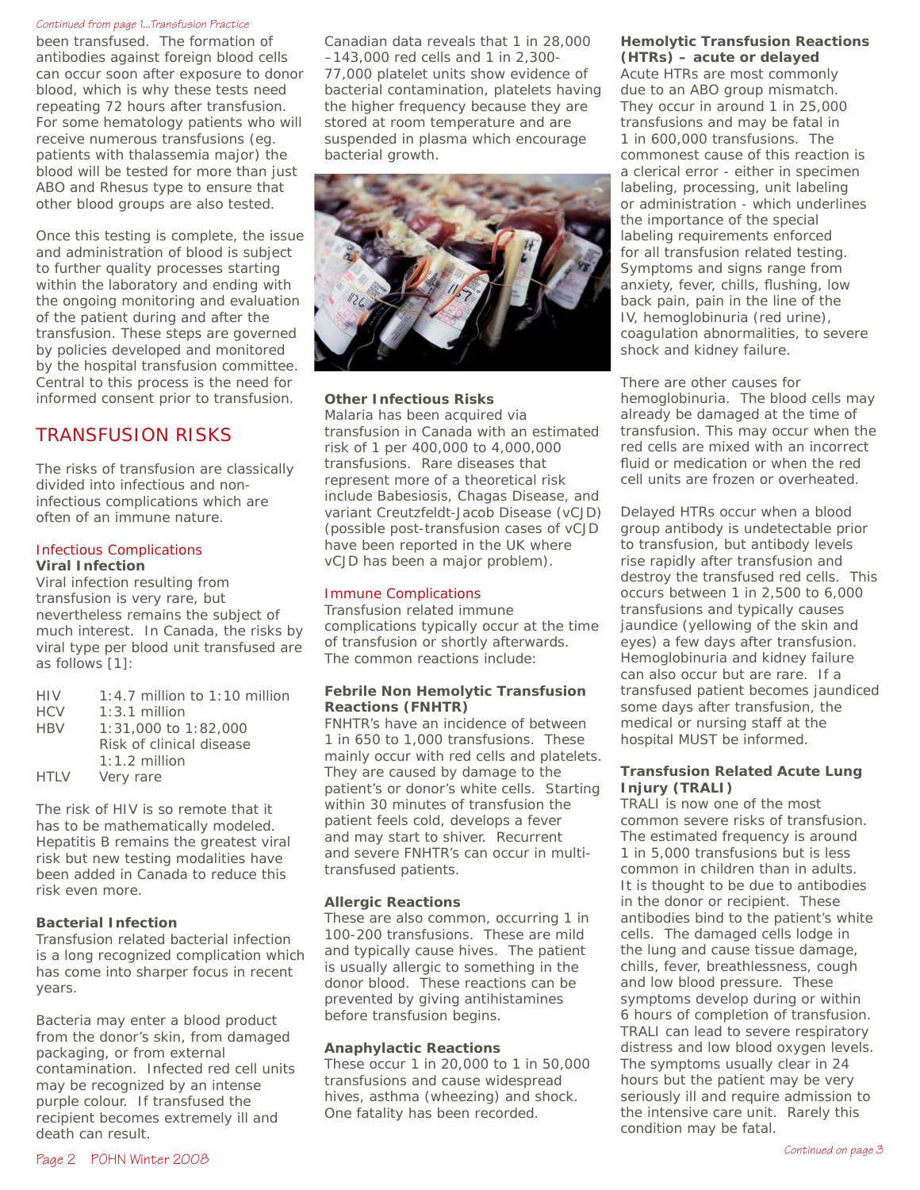*Continued from page 1...Transfusion Practice*

been transfused. The formation of antibodies against foreign blood cells can occur soon after exposure to donor blood, which is why these tests need repeating 72 hours after transfusion. For some hematology patients who will receive numerous transfusions (eg. patients with thalassemia major) the blood will be tested for more than just ABO and Rhesus type to ensure that other blood groups are also tested.

Once this testing is complete, the issue and administration of blood is subject to further quality processes starting within the laboratory and ending with the ongoing monitoring and evaluation of the patient during and after the transfusion. These steps are governed by policies developed and monitored by the hospital transfusion committee. Central to this process is the need for informed consent prior to transfusion.

## TRANSFUSION RISKS

The risks of transfusion are classically divided into infectious and non-infectious complications which are often of an immune nature.

### Infectious Complications

**Viral Infection**

Viral infection resulting from transfusion is very rare, but nevertheless remains the subject of much interest. In Canada, the risks by viral type per blood unit transfused are as follows [1]:

| | |
|---|---|
| HIV | 1:4.7 million to 1:10 million |
| HCV | 1:3.1 million |
| HBV | 1:31,000 to 1:82,000<br>Risk of clinical disease 1:1.2 million |
| HTLV | Very rare |

The risk of HIV is so remote that it has to be mathematically modeled. Hepatitis B remains the greatest viral risk but new testing modalities have been added in Canada to reduce this risk even more.

**Bacterial Infection**

Transfusion related bacterial infection is a long recognized complication which has come into sharper focus in recent years.

Bacteria may enter a blood product from the donor's skin, from damaged packaging, or from external contamination. Infected red cell units may be recognized by an intense purple colour. If transfused the recipient becomes extremely ill and death can result.

Canadian data reveals that 1 in 28,000 –143,000 red cells and 1 in 2,300-77,000 platelet units show evidence of bacterial contamination, platelets having the higher frequency because they are stored at room temperature and are suspended in plasma which encourage bacterial growth.

**Other Infectious Risks**

Malaria has been acquired via transfusion in Canada with an estimated risk of 1 per 400,000 to 4,000,000 transfusions. Rare diseases that represent more of a theoretical risk include Babesiosis, Chagas Disease, and variant Creutzfeldt-Jacob Disease (vCJD) (possible post-transfusion cases of vCJD have been reported in the UK where vCJD has been a major problem).

### Immune Complications

Transfusion related immune complications typically occur at the time of transfusion or shortly afterwards. The common reactions include:

**Febrile Non Hemolytic Transfusion Reactions (FNHTR)**

FNHTR's have an incidence of between 1 in 650 to 1,000 transfusions. These mainly occur with red cells and platelets. They are caused by damage to the patient's or donor's white cells. Starting within 30 minutes of transfusion the patient feels cold, develops a fever and may start to shiver. Recurrent and severe FNHTR's can occur in multi-transfused patients.

**Allergic Reactions**

These are also common, occurring 1 in 100-200 transfusions. These are mild and typically cause hives. The patient is usually allergic to something in the donor blood. These reactions can be prevented by giving antihistamines before transfusion begins.

**Anaphylactic Reactions**

These occur 1 in 20,000 to 1 in 50,000 transfusions and cause widespread hives, asthma (wheezing) and shock. One fatality has been recorded.

**Hemolytic Transfusion Reactions (HTRs) – acute or delayed**

Acute HTRs are most commonly due to an ABO group mismatch. They occur in around 1 in 25,000 transfusions and may be fatal in 1 in 600,000 transfusions. The commonest cause of this reaction is a clerical error - either in specimen labeling, processing, unit labeling or administration - which underlines the importance of the special labeling requirements enforced for all transfusion related testing. Symptoms and signs range from anxiety, fever, chills, flushing, low back pain, pain in the line of the IV, hemoglobinuria (red urine), coagulation abnormalities, to severe shock and kidney failure.

There are other causes for hemoglobinuria. The blood cells may already be damaged at the time of transfusion. This may occur when the red cells are mixed with an incorrect fluid or medication or when the red cell units are frozen or overheated.

Delayed HTRs occur when a blood group antibody is undetectable prior to transfusion, but antibody levels rise rapidly after transfusion and destroy the transfused red cells. This occurs between 1 in 2,500 to 6,000 transfusions and typically causes jaundice (yellowing of the skin and eyes) a few days after transfusion. Hemoglobinuria and kidney failure can also occur but are rare. If a transfused patient becomes jaundiced some days after transfusion, the medical or nursing staff at the hospital MUST be informed.

**Transfusion Related Acute Lung Injury (TRALI)**

TRALI is now one of the most common severe risks of transfusion. The estimated frequency is around 1 in 5,000 transfusions but is less common in children than in adults. It is thought to be due to antibodies in the donor or recipient. These antibodies bind to the patient's white cells. The damaged cells lodge in the lung and cause tissue damage, chills, fever, breathlessness, cough and low blood pressure. These symptoms develop during or within 6 hours of completion of transfusion. TRALI can lead to severe respiratory distress and low blood oxygen levels. The symptoms usually clear in 24 hours but the patient may be very seriously ill and require admission to the intensive care unit. Rarely this condition may be fatal.

*Continued on page 3*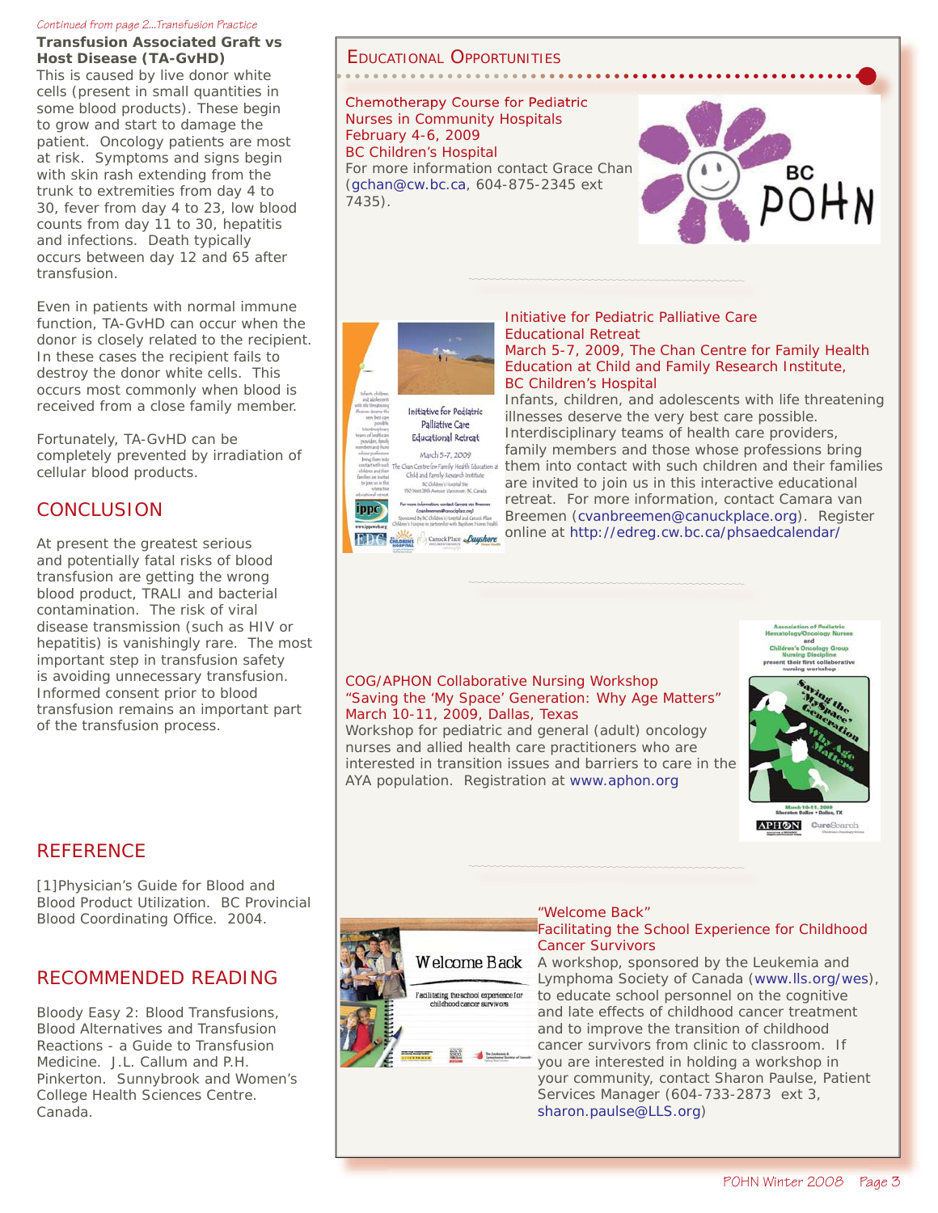*Continued from page 2...Transfusion Practice*

**Transfusion Associated Graft vs Host Disease (TA-GvHD)**

This is caused by live donor white cells (present in small quantities in some blood products). These begin to grow and start to damage the patient. Oncology patients are most at risk. Symptoms and signs begin with skin rash extending from the trunk to extremities from day 4 to 30, fever from day 4 to 23, low blood counts from day 11 to 30, hepatitis and infections. Death typically occurs between day 12 and 65 after transfusion.

Even in patients with normal immune function, TA-GvHD can occur when the donor is closely related to the recipient. In these cases the recipient fails to destroy the donor white cells. This occurs most commonly when blood is received from a close family member.

Fortunately, TA-GvHD can be completely prevented by irradiation of cellular blood products.

## CONCLUSION

At present the greatest serious and potentially fatal risks of blood transfusion are getting the wrong blood product, TRALI and bacterial contamination. The risk of viral disease transmission (such as HIV or hepatitis) is vanishingly rare. The most important step in transfusion safety is avoiding unnecessary transfusion. Informed consent prior to blood transfusion remains an important part of the transfusion process.

## REFERENCE

[1]Physician's Guide for Blood and Blood Product Utilization. BC Provincial Blood Coordinating Office. 2004.

## RECOMMENDED READING

Bloody Easy 2: Blood Transfusions, Blood Alternatives and Transfusion Reactions - a Guide to Transfusion Medicine. J.L. Callum and P.H. Pinkerton. Sunnybrook and Women's College Health Sciences Centre. Canada.

## EDUCATIONAL OPPORTUNITIES

**Chemotherapy Course for Pediatric Nurses in Community Hospitals**
**February 4-6, 2009**
**BC Children's Hospital**

For more information contact Grace Chan (gchan@cw.bc.ca, 604-875-2345 ext 7435).

**Initiative for Pediatric Palliative Care Educational Retreat**
**March 5-7, 2009, The Chan Centre for Family Health Education at Child and Family Research Institute, BC Children's Hospital**

Infants, children, and adolescents with life threatening illnesses deserve the very best care possible. Interdisciplinary teams of health care providers, family members and those whose professions bring them into contact with such children and their families are invited to join us in this interactive educational retreat. For more information, contact Camara van Breemen (cvanbreemen@canuckplace.org). Register online at http://edreg.cw.bc.ca/phsaedcalendar/

**COG/APHON Collaborative Nursing Workshop**
**"Saving the 'My Space' Generation: Why Age Matters"**
**March 10-11, 2009, Dallas, Texas**

Workshop for pediatric and general (adult) oncology nurses and allied health care practitioners who are interested in transition issues and barriers to care in the AYA population. Registration at www.aphon.org

**"Welcome Back"**
**Facilitating the School Experience for Childhood Cancer Survivors**

A workshop, sponsored by the Leukemia and Lymphoma Society of Canada (www.lls.org/wes), to educate school personnel on the cognitive and late effects of childhood cancer treatment and to improve the transition of childhood cancer survivors from clinic to classroom. If you are interested in holding a workshop in your community, contact Sharon Paulse, Patient Services Manager (604-733-2873 ext 3, sharon.paulse@LLS.org)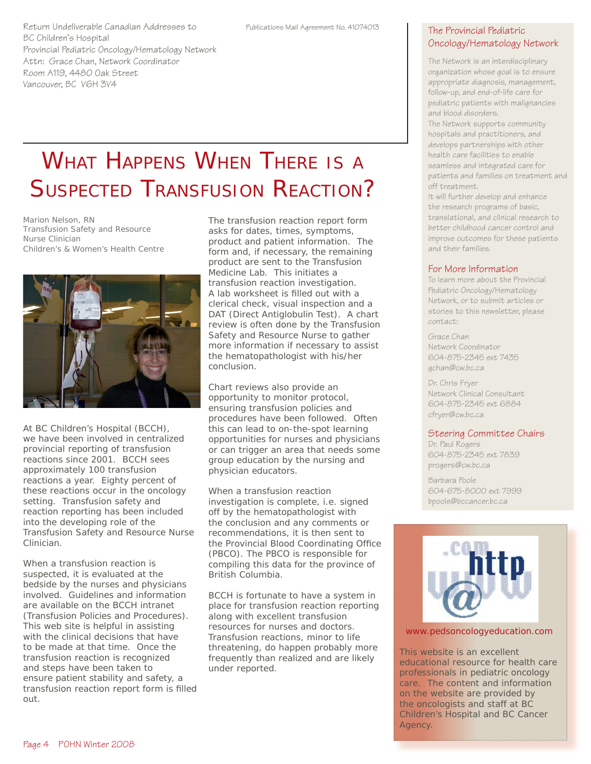Return Undeliverable Canadian Addresses to
BC Children's Hospital
Provincial Pediatric Oncology/Hematology Network
Attn: Grace Chan, Network Coordinator
Room A119, 4480 Oak Street
Vancouver, BC V6H 3V4

Publications Mail Agreement No. 41074013

# What Happens When There is a Suspected Transfusion Reaction?

Marion Nelson, RN
Transfusion Safety and Resource Nurse Clinician
Children's & Women's Health Centre

At BC Children's Hospital (BCCH), we have been involved in centralized provincial reporting of transfusion reactions since 2001. BCCH sees approximately 100 transfusion reactions a year. Eighty percent of these reactions occur in the oncology setting. Transfusion safety and reaction reporting has been included into the developing role of the Transfusion Safety and Resource Nurse Clinician.

When a transfusion reaction is suspected, it is evaluated at the bedside by the nurses and physicians involved. Guidelines and information are available on the BCCH intranet (Transfusion Policies and Procedures). This web site is helpful in assisting with the clinical decisions that have to be made at that time. Once the transfusion reaction is recognized and steps have been taken to ensure patient stability and safety, a transfusion reaction report form is filled out.

The transfusion reaction report form asks for dates, times, symptoms, product and patient information. The form and, if necessary, the remaining product are sent to the Transfusion Medicine Lab. This initiates a transfusion reaction investigation. A lab worksheet is filled out with a clerical check, visual inspection and a DAT (Direct Antiglobulin Test). A chart review is often done by the Transfusion Safety and Resource Nurse to gather more information if necessary to assist the hematopathologist with his/her conclusion.

Chart reviews also provide an opportunity to monitor protocol, ensuring transfusion policies and procedures have been followed. Often this can lead to on-the-spot learning opportunities for nurses and physicians or can trigger an area that needs some group education by the nursing and physician educators.

When a transfusion reaction investigation is complete, i.e. signed off by the hematopathologist with the conclusion and any comments or recommendations, it is then sent to the Provincial Blood Coordinating Office (PBCO). The PBCO is responsible for compiling this data for the province of British Columbia.

BCCH is fortunate to have a system in place for transfusion reaction reporting along with excellent transfusion resources for nurses and doctors. Transfusion reactions, minor to life threatening, do happen probably more frequently than realized and are likely under reported.

## The Provincial Pediatric Oncology/Hematology Network

The Network is an interdisciplinary organization whose goal is to ensure appropriate diagnosis, management, follow-up, and end-of-life care for pediatric patients with malignancies and blood disorders.
The Network supports community hospitals and practitioners, and develops partnerships with other health care facilities to enable seamless and integrated care for patients and families on treatment and off treatment.
It will further develop and enhance the research programs of basic, translational, and clinical research to better childhood cancer control and improve outcomes for these patients and their families.

## For More Information

To learn more about the Provincial Pediatric Oncology/Hematology Network, or to submit articles or stories to this newsletter, please contact:

Grace Chan
Network Coordinator
604-875-2345 ext 7435
gchan@cw.bc.ca

Dr. Chris Fryer
Network Clinical Consultant
604-875-2345 ext 6884
cfryer@cw.bc.ca

## Steering Committee Chairs

Dr. Paul Rogers
604-875-2345 ext 7839
progers@cw.bc.ca

Barbara Poole
604-675-8000 ext 7999
bpoole@bccancer.bc.ca

www.pedsoncologyeducation.com

This website is an excellent educational resource for health care professionals in pediatric oncology care. The content and information on the website are provided by the oncologists and staff at BC Children's Hospital and BC Cancer Agency.